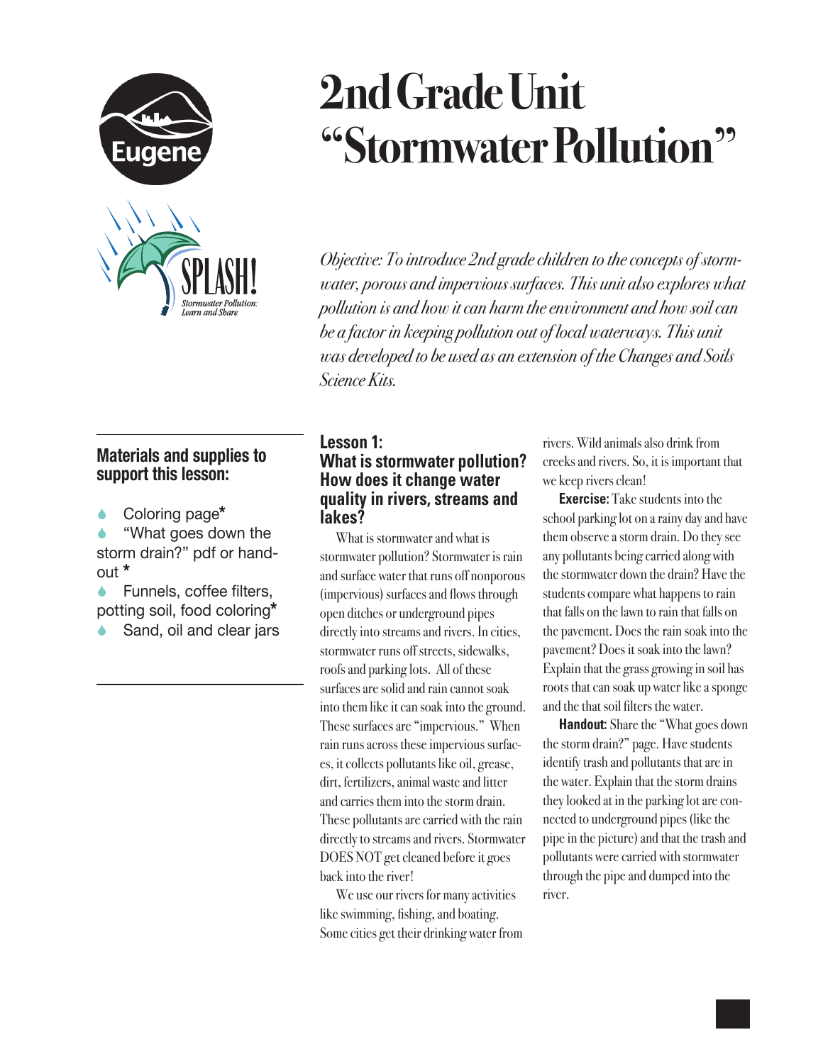// Eugene

SPLASH!
*Stormwater Pollution: Learn and Share*

# 2nd Grade Unit "Stormwater Pollution"

*Objective: To introduce 2nd grade children to the concepts of stormwater, porous and impervious surfaces. This unit also explores what pollution is and how it can harm the environment and how soil can be a factor in keeping pollution out of local waterways. This unit was developed to be used as an extension of the Changes and Soils Science Kits.*

### Materials and supplies to support this lesson:

- Coloring page*
- "What goes down the storm drain?" pdf or handout *
- Funnels, coffee filters, potting soil, food coloring*
- Sand, oil and clear jars

## Lesson 1: What is stormwater pollution? How does it change water quality in rivers, streams and lakes?

What is stormwater and what is stormwater pollution? Stormwater is rain and surface water that runs off nonporous (impervious) surfaces and flows through open ditches or underground pipes directly into streams and rivers. In cities, stormwater runs off streets, sidewalks, roofs and parking lots. All of these surfaces are solid and rain cannot soak into them like it can soak into the ground. These surfaces are "impervious." When rain runs across these impervious surfaces, it collects pollutants like oil, grease, dirt, fertilizers, animal waste and litter and carries them into the storm drain. These pollutants are carried with the rain directly to streams and rivers. Stormwater DOES NOT get cleaned before it goes back into the river!

We use our rivers for many activities like swimming, fishing, and boating. Some cities get their drinking water from rivers. Wild animals also drink from creeks and rivers. So, it is important that we keep rivers clean!

**Exercise:** Take students into the school parking lot on a rainy day and have them observe a storm drain. Do they see any pollutants being carried along with the stormwater down the drain? Have the students compare what happens to rain that falls on the lawn to rain that falls on the pavement. Does the rain soak into the pavement? Does it soak into the lawn? Explain that the grass growing in soil has roots that can soak up water like a sponge and the that soil filters the water.

**Handout:** Share the "What goes down the storm drain?" page. Have students identify trash and pollutants that are in the water. Explain that the storm drains they looked at in the parking lot are connected to underground pipes (like the pipe in the picture) and that the trash and pollutants were carried with stormwater through the pipe and dumped into the river.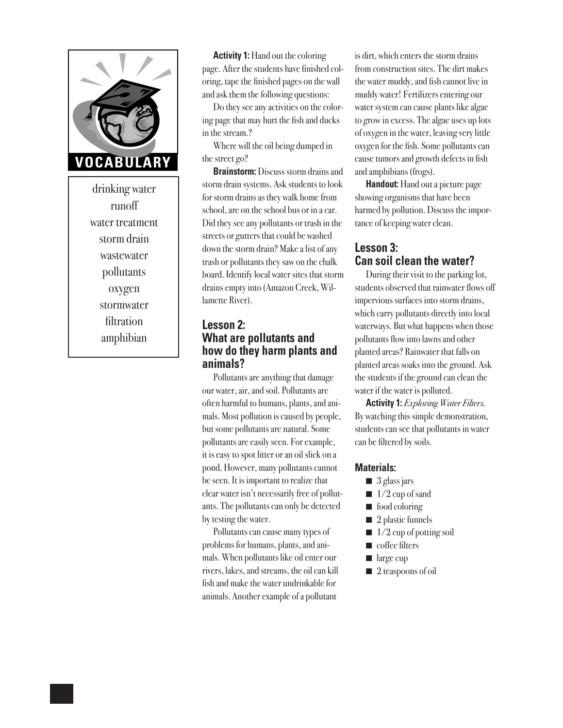## VOCABULARY

drinking water
runoff
water treatment
storm drain
wastewater
pollutants
oxygen
stormwater
filtration
amphibian

**Activity 1:** Hand out the coloring page. After the students have finished coloring, tape the finished pages on the wall and ask them the following questions:

Do they see any activities on the coloring page that may hurt the fish and ducks in the stream.?

Where will the oil being dumped in the street go?

**Brainstorm:** Discuss storm drains and storm drain systems. Ask students to look for storm drains as they walk home from school, are on the school bus or in a car. Did they see any pollutants or trash in the streets or gutters that could be washed down the storm drain? Make a list of any trash or pollutants they saw on the chalk board. Identify local water sites that storm drains empty into (Amazon Creek, Willamette River).

## Lesson 2: What are pollutants and how do they harm plants and animals?

Pollutants are anything that damage our water, air, and soil. Pollutants are often harmful to humans, plants, and animals. Most pollution is caused by people, but some pollutants are natural. Some pollutants are easily seen. For example, it is easy to spot litter or an oil slick on a pond. However, many pollutants cannot be seen. It is important to realize that clear water isn't necessarily free of pollutants. The pollutants can only be detected by testing the water.

Pollutants can cause many types of problems for humans, plants, and animals. When pollutants like oil enter our rivers, lakes, and streams, the oil can kill fish and make the water undrinkable for animals. Another example of a pollutant is dirt, which enters the storm drains from construction sites. The dirt makes the water muddy, and fish cannot live in muddy water! Fertilizers entering our water system can cause plants like algae to grow in excess. The algae uses up lots of oxygen in the water, leaving very little oxygen for the fish. Some pollutants can cause tumors and growth defects in fish and amphibians (frogs).

**Handout:** Hand out a picture page showing organisms that have been harmed by pollution. Discuss the importance of keeping water clean.

## Lesson 3: Can soil clean the water?

During their visit to the parking lot, students observed that rainwater flows off impervious surfaces into storm drains, which carry pollutants directly into local waterways. But what happens when those pollutants flow into lawns and other planted areas? Rainwater that falls on planted areas soaks into the ground. Ask the students if the ground can clean the water if the water is polluted.

**Activity 1:** *Exploring Water Filters.* By watching this simple demonstration, students can see that pollutants in water can be filtered by soils.

### Materials:

- 3 glass jars
- 1/2 cup of sand
- food coloring
- 2 plastic funnels
- 1/2 cup of potting soil
- coffee filters
- large cup
- 2 teaspoons of oil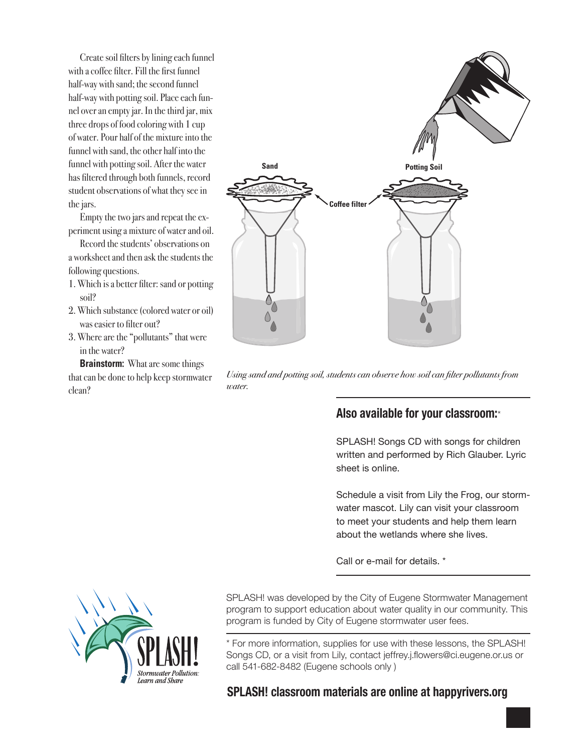Create soil filters by lining each funnel with a coffee filter. Fill the first funnel half-way with sand; the second funnel half-way with potting soil. Place each funnel over an empty jar. In the third jar, mix three drops of food coloring with 1 cup of water. Pour half of the mixture into the funnel with sand, the other half into the funnel with potting soil. After the water has filtered through both funnels, record student observations of what they see in the jars.

Empty the two jars and repeat the experiment using a mixture of water and oil.

Record the students' observations on a worksheet and then ask the students the following questions.

1. Which is a better filter: sand or potting soil?
2. Which substance (colored water or oil) was easier to filter out?
3. Where are the "pollutants" that were in the water?

**Brainstorm:** What are some things that can be done to help keep stormwater clean?

Sand

Potting Soil

Coffee filter

*Using sand and potting soil, students can observe how soil can filter pollutants from water.*

## Also available for your classroom:*

SPLASH! Songs CD with songs for children written and performed by Rich Glauber. Lyric sheet is online.

Schedule a visit from Lily the Frog, our stormwater mascot. Lily can visit your classroom to meet your students and help them learn about the wetlands where she lives.

Call or e-mail for details. *

SPLASH! Stormwater Pollution: Learn and Share

SPLASH! was developed by the City of Eugene Stormwater Management program to support education about water quality in our community. This program is funded by City of Eugene stormwater user fees.

* For more information, supplies for use with these lessons, the SPLASH! Songs CD, or a visit from Lily, contact jeffrey.j.flowers@ci.eugene.or.us or call 541-682-8482 (Eugene schools only )

**SPLASH! classroom materials are online at happyrivers.org**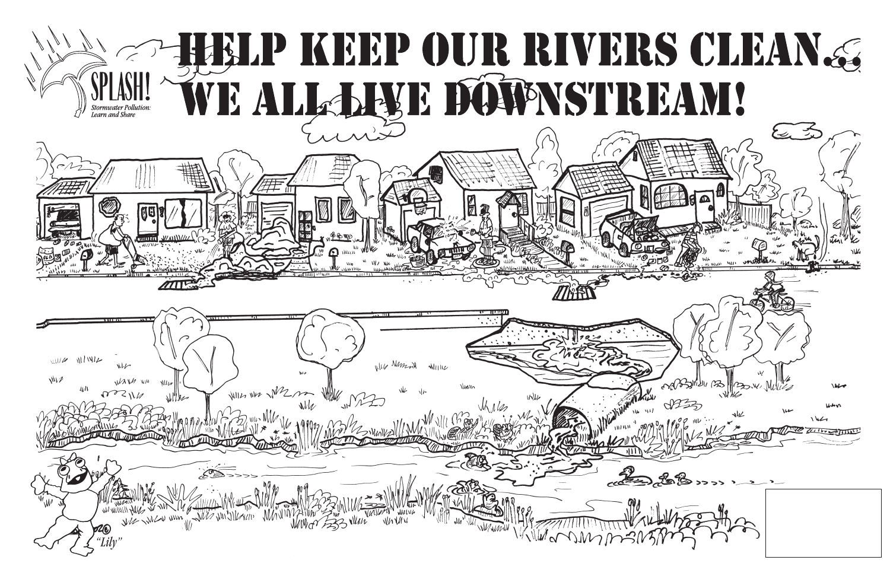# HELP KEEP OUR RIVERS CLEAN... WE ALL LIVE DOWNSTREAM!

SPLASH!

*Stormwater Pollution: Learn and Share*

*"Lily"*